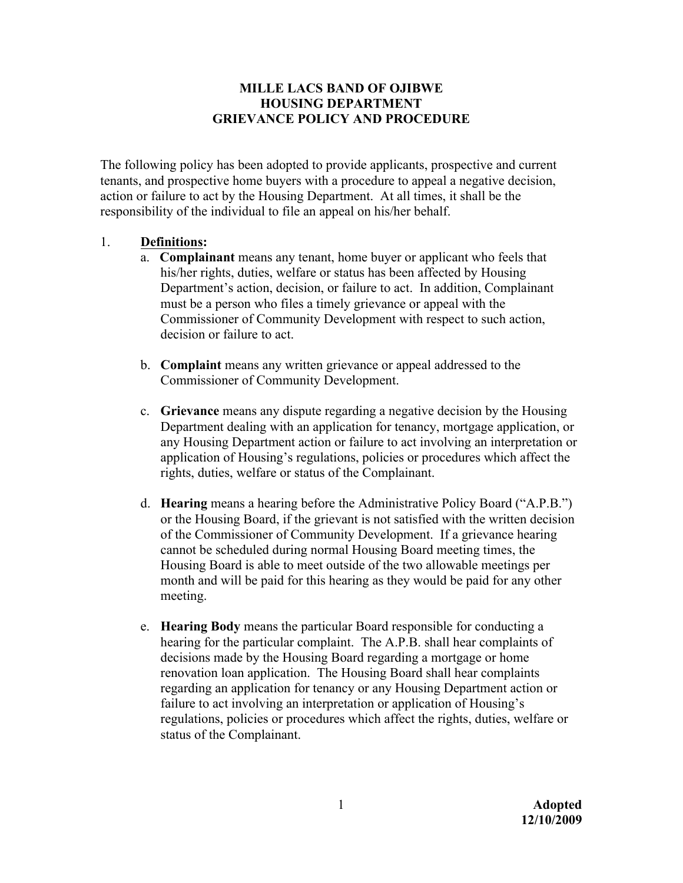# MILLE LACS BAND OF OJIBWE
# HOUSING DEPARTMENT
# GRIEVANCE POLICY AND PROCEDURE

The following policy has been adopted to provide applicants, prospective and current tenants, and prospective home buyers with a procedure to appeal a negative decision, action or failure to act by the Housing Department. At all times, it shall be the responsibility of the individual to file an appeal on his/her behalf.

1. **Definitions:**
   a. **Complainant** means any tenant, home buyer or applicant who feels that his/her rights, duties, welfare or status has been affected by Housing Department's action, decision, or failure to act. In addition, Complainant must be a person who files a timely grievance or appeal with the Commissioner of Community Development with respect to such action, decision or failure to act.

   b. **Complaint** means any written grievance or appeal addressed to the Commissioner of Community Development.

   c. **Grievance** means any dispute regarding a negative decision by the Housing Department dealing with an application for tenancy, mortgage application, or any Housing Department action or failure to act involving an interpretation or application of Housing's regulations, policies or procedures which affect the rights, duties, welfare or status of the Complainant.

   d. **Hearing** means a hearing before the Administrative Policy Board ("A.P.B.") or the Housing Board, if the grievant is not satisfied with the written decision of the Commissioner of Community Development. If a grievance hearing cannot be scheduled during normal Housing Board meeting times, the Housing Board is able to meet outside of the two allowable meetings per month and will be paid for this hearing as they would be paid for any other meeting.

   e. **Hearing Body** means the particular Board responsible for conducting a hearing for the particular complaint. The A.P.B. shall hear complaints of decisions made by the Housing Board regarding a mortgage or home renovation loan application. The Housing Board shall hear complaints regarding an application for tenancy or any Housing Department action or failure to act involving an interpretation or application of Housing's regulations, policies or procedures which affect the rights, duties, welfare or status of the Complainant.

**Adopted 12/10/2009**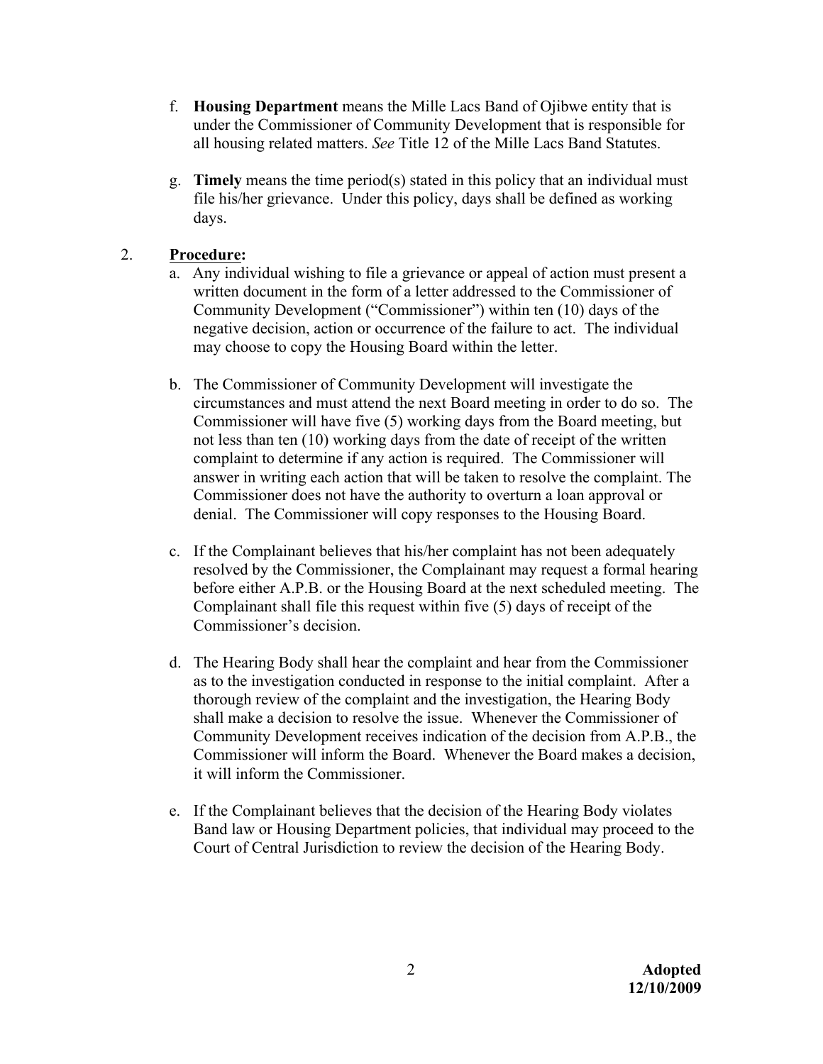f. **Housing Department** means the Mille Lacs Band of Ojibwe entity that is under the Commissioner of Community Development that is responsible for all housing related matters. *See* Title 12 of the Mille Lacs Band Statutes.

g. **Timely** means the time period(s) stated in this policy that an individual must file his/her grievance. Under this policy, days shall be defined as working days.

2. <u>**Procedure:**</u>

a. Any individual wishing to file a grievance or appeal of action must present a written document in the form of a letter addressed to the Commissioner of Community Development ("Commissioner") within ten (10) days of the negative decision, action or occurrence of the failure to act. The individual may choose to copy the Housing Board within the letter.

b. The Commissioner of Community Development will investigate the circumstances and must attend the next Board meeting in order to do so. The Commissioner will have five (5) working days from the Board meeting, but not less than ten (10) working days from the date of receipt of the written complaint to determine if any action is required. The Commissioner will answer in writing each action that will be taken to resolve the complaint. The Commissioner does not have the authority to overturn a loan approval or denial. The Commissioner will copy responses to the Housing Board.

c. If the Complainant believes that his/her complaint has not been adequately resolved by the Commissioner, the Complainant may request a formal hearing before either A.P.B. or the Housing Board at the next scheduled meeting. The Complainant shall file this request within five (5) days of receipt of the Commissioner's decision.

d. The Hearing Body shall hear the complaint and hear from the Commissioner as to the investigation conducted in response to the initial complaint. After a thorough review of the complaint and the investigation, the Hearing Body shall make a decision to resolve the issue. Whenever the Commissioner of Community Development receives indication of the decision from A.P.B., the Commissioner will inform the Board. Whenever the Board makes a decision, it will inform the Commissioner.

e. If the Complainant believes that the decision of the Hearing Body violates Band law or Housing Department policies, that individual may proceed to the Court of Central Jurisdiction to review the decision of the Hearing Body.

**Adopted 12/10/2009**